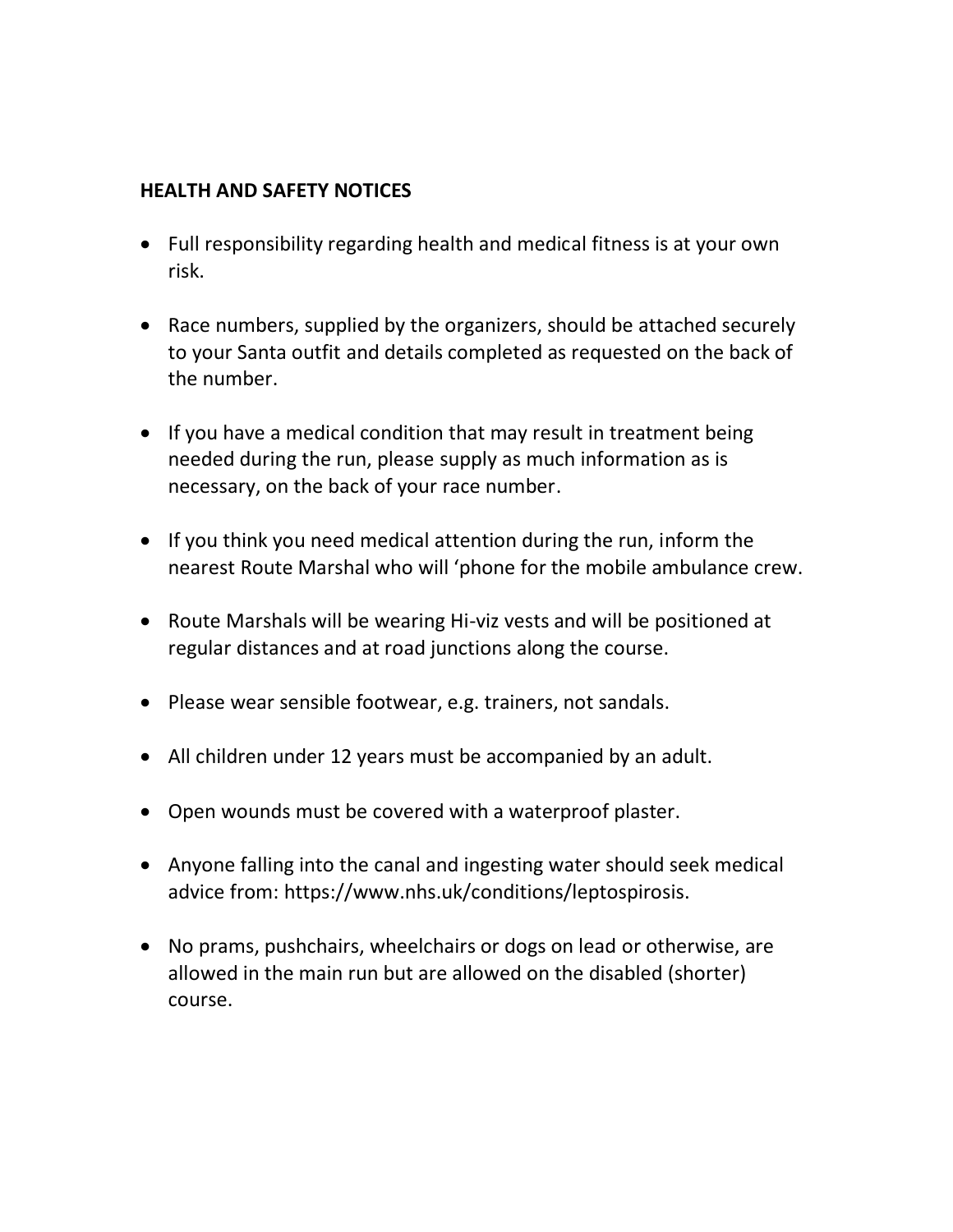**HEALTH AND SAFETY NOTICES**

- Full responsibility regarding health and medical fitness is at your own risk.
- Race numbers, supplied by the organizers, should be attached securely to your Santa outfit and details completed as requested on the back of the number.
- If you have a medical condition that may result in treatment being needed during the run, please supply as much information as is necessary, on the back of your race number.
- If you think you need medical attention during the run, inform the nearest Route Marshal who will 'phone for the mobile ambulance crew.
- Route Marshals will be wearing Hi-viz vests and will be positioned at regular distances and at road junctions along the course.
- Please wear sensible footwear, e.g. trainers, not sandals.
- All children under 12 years must be accompanied by an adult.
- Open wounds must be covered with a waterproof plaster.
- Anyone falling into the canal and ingesting water should seek medical advice from: https://www.nhs.uk/conditions/leptospirosis.
- No prams, pushchairs, wheelchairs or dogs on lead or otherwise, are allowed in the main run but are allowed on the disabled (shorter) course.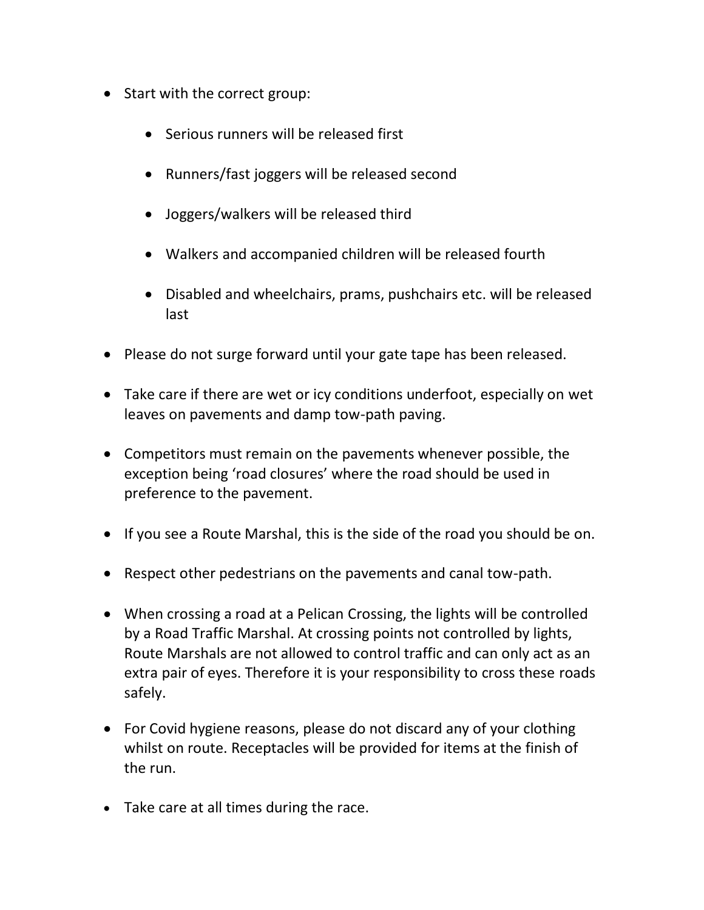- Start with the correct group:
  - Serious runners will be released first
  - Runners/fast joggers will be released second
  - Joggers/walkers will be released third
  - Walkers and accompanied children will be released fourth
  - Disabled and wheelchairs, prams, pushchairs etc. will be released last
- Please do not surge forward until your gate tape has been released.
- Take care if there are wet or icy conditions underfoot, especially on wet leaves on pavements and damp tow-path paving.
- Competitors must remain on the pavements whenever possible, the exception being 'road closures' where the road should be used in preference to the pavement.
- If you see a Route Marshal, this is the side of the road you should be on.
- Respect other pedestrians on the pavements and canal tow-path.
- When crossing a road at a Pelican Crossing, the lights will be controlled by a Road Traffic Marshal. At crossing points not controlled by lights, Route Marshals are not allowed to control traffic and can only act as an extra pair of eyes. Therefore it is your responsibility to cross these roads safely.
- For Covid hygiene reasons, please do not discard any of your clothing whilst on route. Receptacles will be provided for items at the finish of the run.
- Take care at all times during the race.